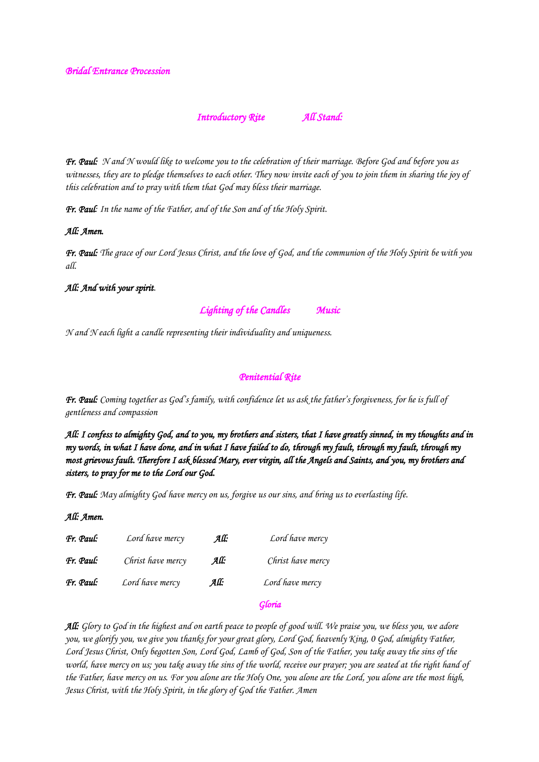*Bridal Entrance Procession*

*Introductory Rite* *All Stand:*

***Fr. Paul:*** *N and N would like to welcome you to the celebration of their marriage. Before God and before you as witnesses, they are to pledge themselves to each other. They now invite each of you to join them in sharing the joy of this celebration and to pray with them that God may bless their marriage.*

***Fr. Paul****: In the name of the Father, and of the Son and of the Holy Spirit.*

***All: Amen.***

***Fr. Paul:*** *The grace of our Lord Jesus Christ, and the love of God, and the communion of the Holy Spirit be with you all.*

***All: And with your spirit****.*

*Lighting of the Candles* *Music*

*N and N each light a candle representing their individuality and uniqueness.*

*Penitential Rite*

***Fr. Paul:*** *Coming together as God's family, with confidence let us ask the father's forgiveness, for he is full of gentleness and compassion*

***All: I confess to almighty God, and to you, my brothers and sisters, that I have greatly sinned, in my thoughts and in my words, in what I have done, and in what I have failed to do, through my fault, through my fault, through my most grievous fault. Therefore I ask blessed Mary, ever virgin, all the Angels and Saints, and you, my brothers and sisters, to pray for me to the Lord our God.***

***Fr. Paul:*** *May almighty God have mercy on us, forgive us our sins, and bring us to everlasting life.*

***All: Amen.***

| | | | |
|---|---|---|---|
| ***Fr. Paul:*** | *Lord have mercy* | ***All:*** | *Lord have mercy* |
| ***Fr. Paul:*** | *Christ have mercy* | ***All:*** | *Christ have mercy* |
| ***Fr. Paul:*** | *Lord have mercy* | ***All:*** | *Lord have mercy* |

*Gloria*

***All:*** *Glory to God in the highest and on earth peace to people of good will. We praise you, we bless you, we adore you, we glorify you, we give you thanks for your great glory, Lord God, heavenly King, 0 God, almighty Father, Lord Jesus Christ, Only begotten Son, Lord God, Lamb of God, Son of the Father, you take away the sins of the world, have mercy on us; you take away the sins of the world, receive our prayer; you are seated at the right hand of the Father, have mercy on us. For you alone are the Holy One, you alone are the Lord, you alone are the most high, Jesus Christ, with the Holy Spirit, in the glory of God the Father. Amen*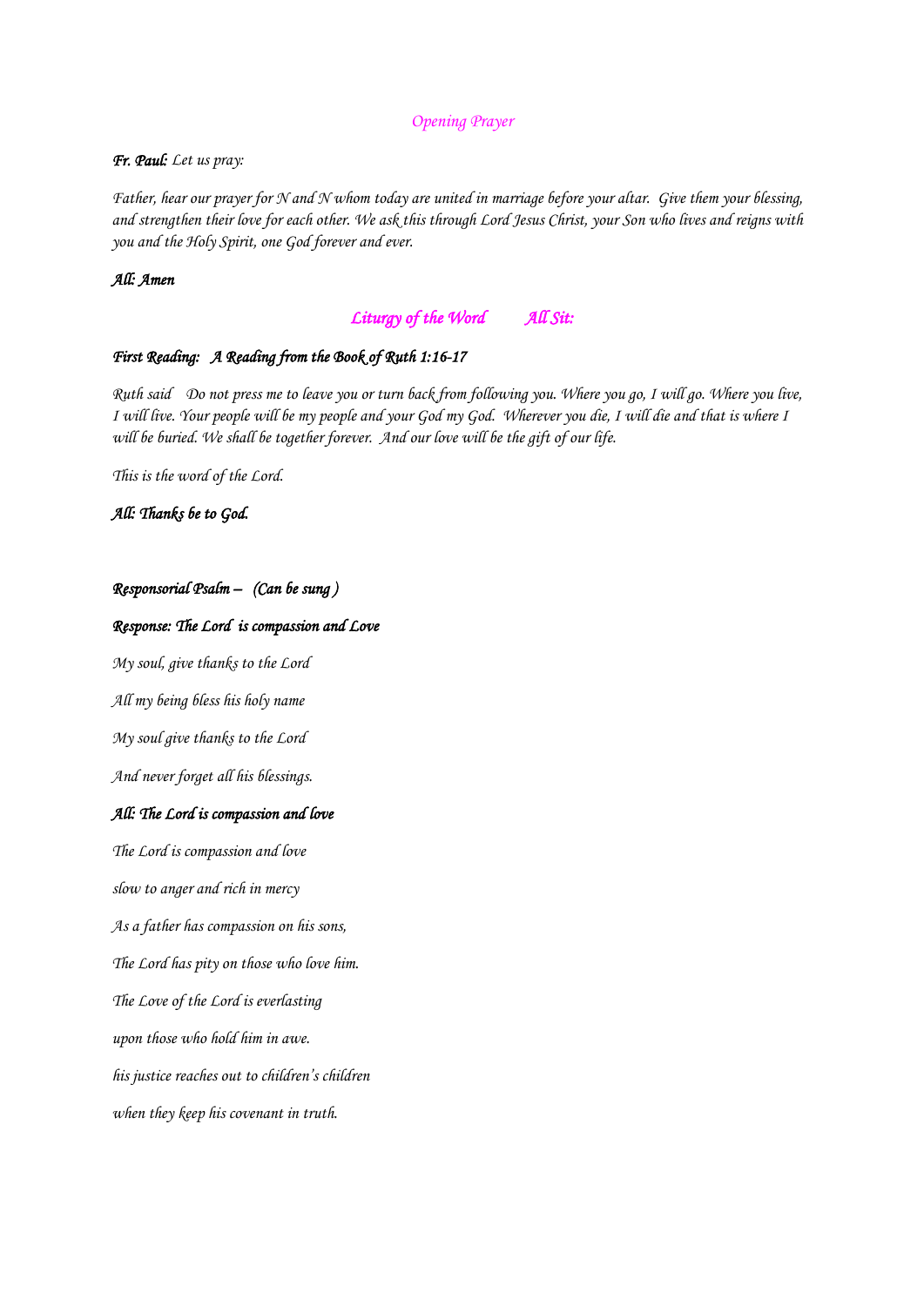## *Opening Prayer*

***Fr. Paul:*** *Let us pray:*

*Father, hear our prayer for N and N whom today are united in marriage before your altar. Give them your blessing, and strengthen their love for each other. We ask this through Lord Jesus Christ, your Son who lives and reigns with you and the Holy Spirit, one God forever and ever.*

***All: Amen***

## *Liturgy of the Word All Sit:*

***First Reading: A Reading from the Book of Ruth 1:16-17***

*Ruth said Do not press me to leave you or turn back from following you. Where you go, I will go. Where you live, I will live. Your people will be my people and your God my God. Wherever you die, I will die and that is where I will be buried. We shall be together forever. And our love will be the gift of our life.*

*This is the word of the Lord.*

***All: Thanks be to God.***

***Responsorial Psalm – (Can be sung )***

***Response: The Lord is compassion and Love***

*My soul, give thanks to the Lord*

*All my being bless his holy name*

*My soul give thanks to the Lord*

*And never forget all his blessings.*

***All: The Lord is compassion and love***

*The Lord is compassion and love*

*slow to anger and rich in mercy*

*As a father has compassion on his sons,*

*The Lord has pity on those who love him.*

*The Love of the Lord is everlasting*

*upon those who hold him in awe.*

*his justice reaches out to children's children*

*when they keep his covenant in truth.*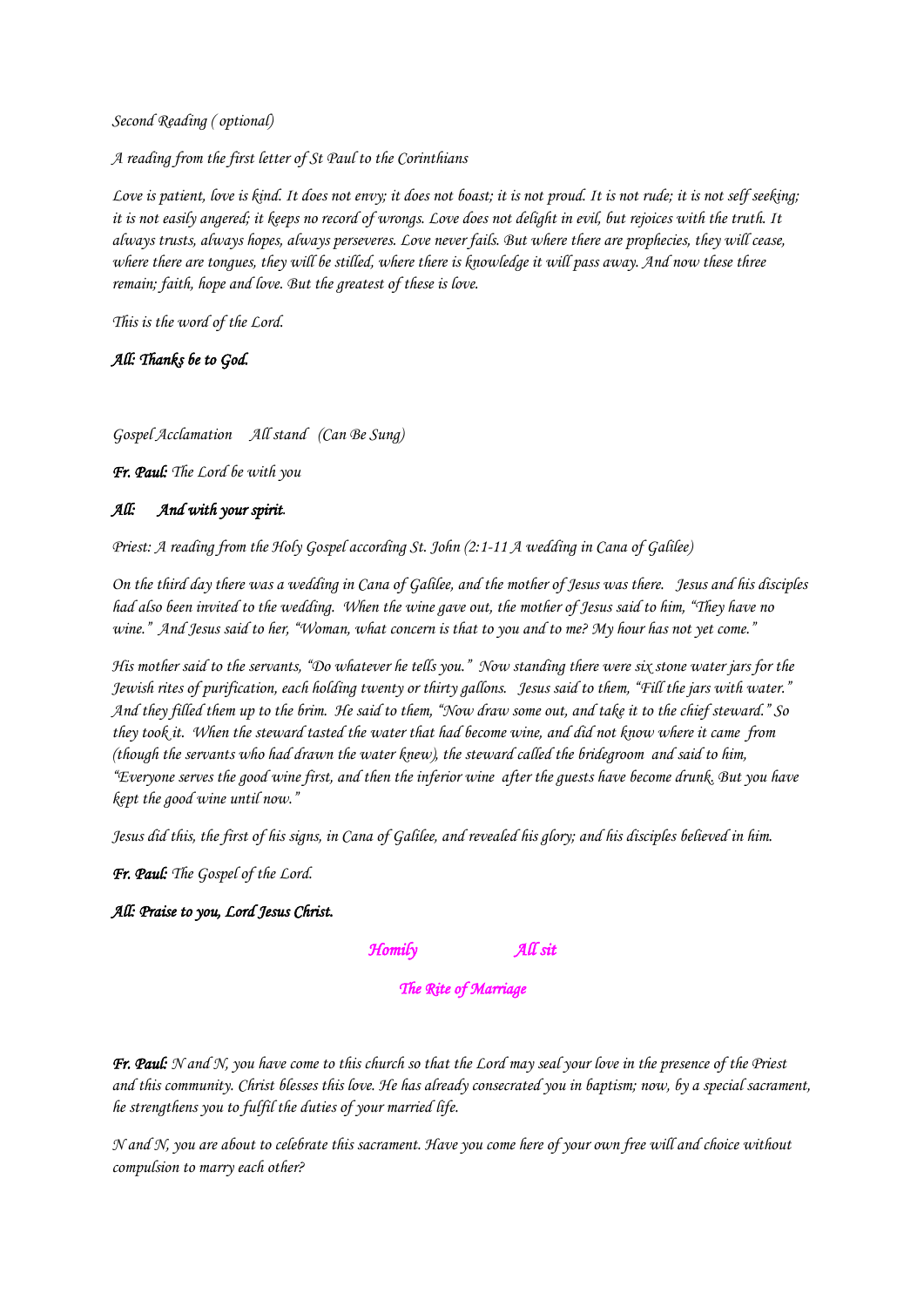*Second Reading ( optional)*

*A reading from the first letter of St Paul to the Corinthians*

*Love is patient, love is kind. It does not envy; it does not boast; it is not proud. It is not rude; it is not self seeking; it is not easily angered; it keeps no record of wrongs. Love does not delight in evil, but rejoices with the truth. It always trusts, always hopes, always perseveres. Love never fails. But where there are prophecies, they will cease, where there are tongues, they will be stilled, where there is knowledge it will pass away. And now these three remain; faith, hope and love. But the greatest of these is love.*

*This is the word of the Lord.*

***All: Thanks be to God.***

*Gospel Acclamation All stand (Can Be Sung)*

***Fr. Paul:*** *The Lord be with you*

***All: And with your spirit.***

*Priest: A reading from the Holy Gospel according St. John (2:1-11 A wedding in Cana of Galilee)*

*On the third day there was a wedding in Cana of Galilee, and the mother of Jesus was there. Jesus and his disciples had also been invited to the wedding. When the wine gave out, the mother of Jesus said to him, "They have no wine." And Jesus said to her, "Woman, what concern is that to you and to me? My hour has not yet come."*

*His mother said to the servants, "Do whatever he tells you." Now standing there were six stone water jars for the Jewish rites of purification, each holding twenty or thirty gallons. Jesus said to them, "Fill the jars with water." And they filled them up to the brim. He said to them, "Now draw some out, and take it to the chief steward." So they took it. When the steward tasted the water that had become wine, and did not know where it came from (though the servants who had drawn the water knew), the steward called the bridegroom and said to him, "Everyone serves the good wine first, and then the inferior wine after the guests have become drunk. But you have kept the good wine until now."*

*Jesus did this, the first of his signs, in Cana of Galilee, and revealed his glory; and his disciples believed in him.*

***Fr. Paul:*** *The Gospel of the Lord.*

***All: Praise to you, Lord Jesus Christ.***

***Homily All sit***

***The Rite of Marriage***

***Fr. Paul:*** *N and N, you have come to this church so that the Lord may seal your love in the presence of the Priest and this community. Christ blesses this love. He has already consecrated you in baptism; now, by a special sacrament, he strengthens you to fulfil the duties of your married life.*

*N and N, you are about to celebrate this sacrament. Have you come here of your own free will and choice without compulsion to marry each other?*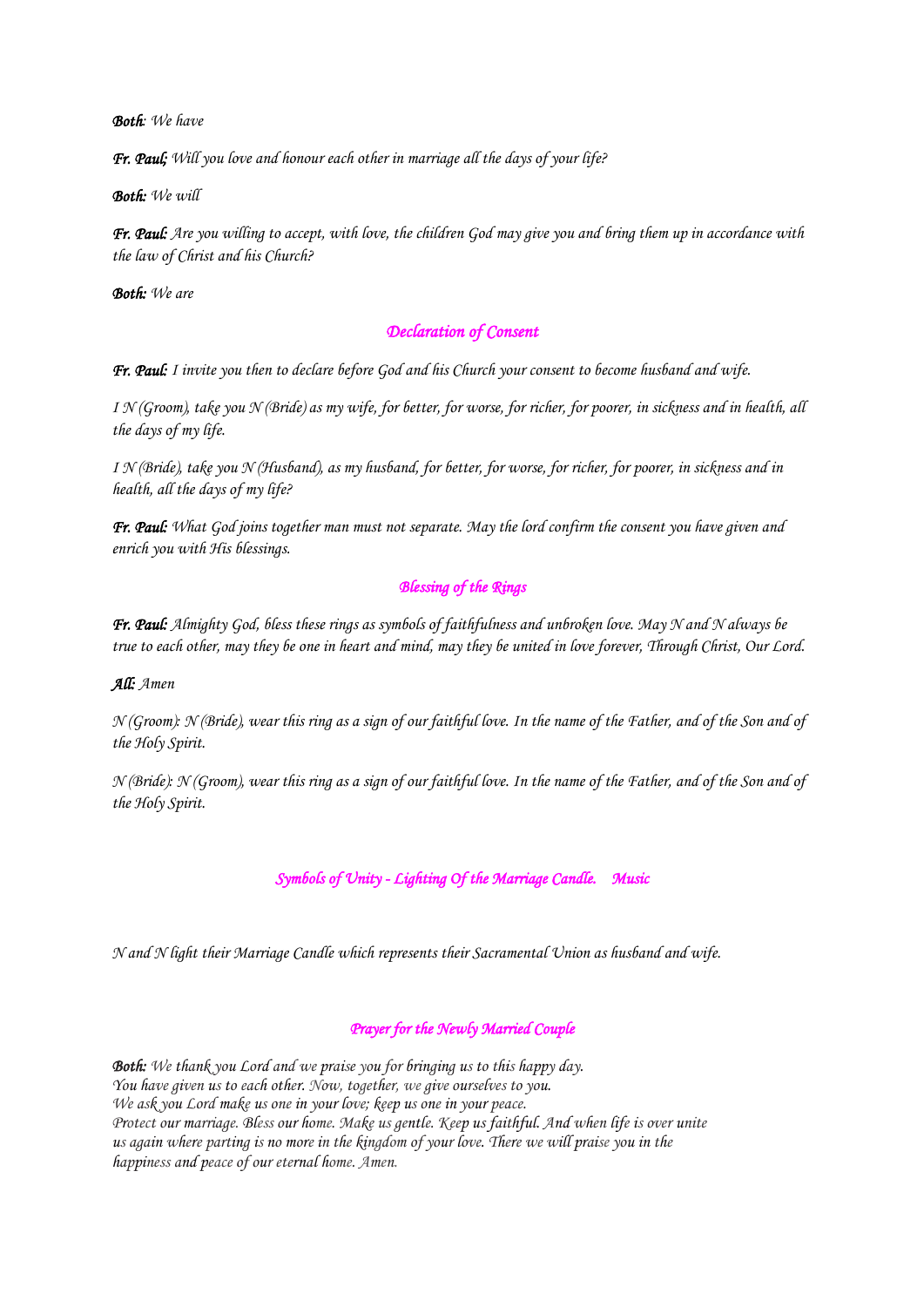***Both**: We have*

***Fr. Paul;** Will you love and honour each other in marriage all the days of your life?*

***Both:** We will*

***Fr. Paul:** Are you willing to accept, with love, the children God may give you and bring them up in accordance with the law of Christ and his Church?*

***Both:** We are*

## *Declaration of Consent*

***Fr. Paul:** I invite you then to declare before God and his Church your consent to become husband and wife.*

*I N (Groom), take you N (Bride) as my wife, for better, for worse, for richer, for poorer, in sickness and in health, all the days of my life.*

*I N (Bride), take you N (Husband), as my husband, for better, for worse, for richer, for poorer, in sickness and in health, all the days of my life?*

***Fr. Paul:** What God joins together man must not separate. May the lord confirm the consent you have given and enrich you with His blessings.*

## *Blessing of the Rings*

***Fr. Paul:** Almighty God, bless these rings as symbols of faithfulness and unbroken love. May N and N always be true to each other, may they be one in heart and mind, may they be united in love forever, Through Christ, Our Lord.*

***All:** Amen*

*N (Groom): N (Bride), wear this ring as a sign of our faithful love. In the name of the Father, and of the Son and of the Holy Spirit.*

*N (Bride): N (Groom), wear this ring as a sign of our faithful love. In the name of the Father, and of the Son and of the Holy Spirit.*

## *Symbols of Unity - Lighting Of the Marriage Candle. Music*

*N and N light their Marriage Candle which represents their Sacramental Union as husband and wife.*

## *Prayer for the Newly Married Couple*

***Both:** We thank you Lord and we praise you for bringing us to this happy day.*
*You have given us to each other. Now, together, we give ourselves to you.*
*We ask you Lord make us one in your love; keep us one in your peace.*
*Protect our marriage. Bless our home. Make us gentle. Keep us faithful. And when life is over unite us again where parting is no more in the kingdom of your love. There we will praise you in the happiness and peace of our eternal home. Amen.*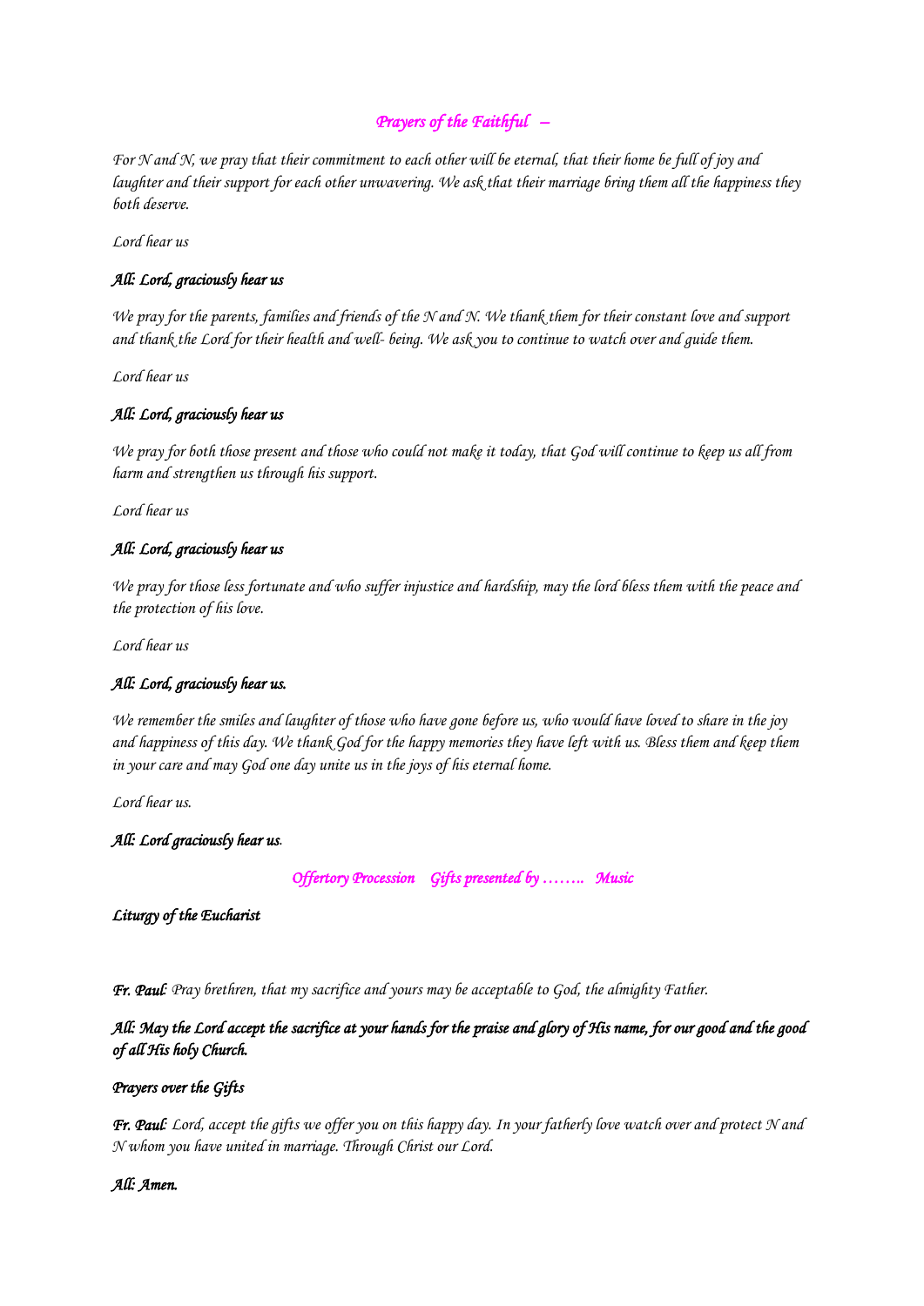## *Prayers of the Faithful –*

*For N and N, we pray that their commitment to each other will be eternal, that their home be full of joy and laughter and their support for each other unwavering. We ask that their marriage bring them all the happiness they both deserve.*

*Lord hear us*

***All: Lord, graciously hear us***

*We pray for the parents, families and friends of the N and N. We thank them for their constant love and support and thank the Lord for their health and well- being. We ask you to continue to watch over and guide them.*

*Lord hear us*

***All: Lord, graciously hear us***

*We pray for both those present and those who could not make it today, that God will continue to keep us all from harm and strengthen us through his support.*

*Lord hear us*

***All: Lord, graciously hear us***

*We pray for those less fortunate and who suffer injustice and hardship, may the lord bless them with the peace and the protection of his love.*

*Lord hear us*

***All: Lord, graciously hear us.***

*We remember the smiles and laughter of those who have gone before us, who would have loved to share in the joy and happiness of this day. We thank God for the happy memories they have left with us. Bless them and keep them in your care and may God one day unite us in the joys of his eternal home.*

*Lord hear us.*

***All: Lord graciously hear us****.*

*Offertory Procession    Gifts presented by ……..   Music*

***Liturgy of the Eucharist***

***Fr. Paul****: Pray brethren, that my sacrifice and yours may be acceptable to God, the almighty Father.*

***All: May the Lord accept the sacrifice at your hands for the praise and glory of His name, for our good and the good of all His holy Church.***

***Prayers over the Gifts***

***Fr. Paul****: Lord, accept the gifts we offer you on this happy day. In your fatherly love watch over and protect N and N whom you have united in marriage. Through Christ our Lord.*

***All: Amen.***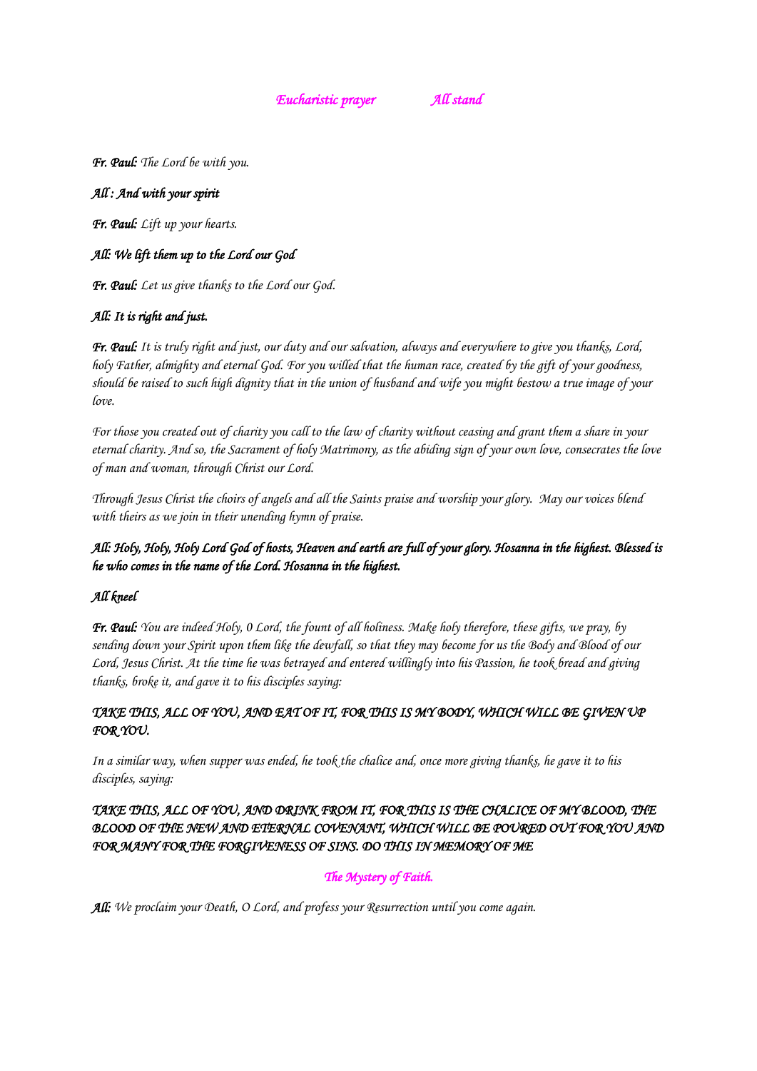## *Eucharistic prayer* *All stand*

***Fr. Paul:*** *The Lord be with you.*

***All : And with your spirit***

***Fr. Paul:*** *Lift up your hearts.*

***All: We lift them up to the Lord our God***

***Fr. Paul:*** *Let us give thanks to the Lord our God.*

***All: It is right and just.***

***Fr. Paul:*** *It is truly right and just, our duty and our salvation, always and everywhere to give you thanks, Lord, holy Father, almighty and eternal God. For you willed that the human race, created by the gift of your goodness, should be raised to such high dignity that in the union of husband and wife you might bestow a true image of your love.*

*For those you created out of charity you call to the law of charity without ceasing and grant them a share in your eternal charity. And so, the Sacrament of holy Matrimony, as the abiding sign of your own love, consecrates the love of man and woman, through Christ our Lord.*

*Through Jesus Christ the choirs of angels and all the Saints praise and worship your glory. May our voices blend with theirs as we join in their unending hymn of praise.*

***All: Holy, Holy, Holy Lord God of hosts, Heaven and earth are full of your glory. Hosanna in the highest. Blessed is he who comes in the name of the Lord. Hosanna in the highest.***

***All kneel***

***Fr. Paul:*** *You are indeed Holy, 0 Lord, the fount of all holiness. Make holy therefore, these gifts, we pray, by sending down your Spirit upon them like the dewfall, so that they may become for us the Body and Blood of our Lord, Jesus Christ. At the time he was betrayed and entered willingly into his Passion, he took bread and giving thanks, broke it, and gave it to his disciples saying:*

*TAKE THIS, ALL OF YOU, AND EAT OF IT, FOR THIS IS MY BODY, WHICH WILL BE GIVEN UP FOR YOU.*

*In a similar way, when supper was ended, he took the chalice and, once more giving thanks, he gave it to his disciples, saying:*

*TAKE THIS, ALL OF YOU, AND DRINK FROM IT, FOR THIS IS THE CHALICE OF MY BLOOD, THE BLOOD OF THE NEW AND ETERNAL COVENANT, WHICH WILL BE POURED OUT FOR YOU AND FOR MANY FOR THE FORGIVENESS OF SINS. DO THIS IN MEMORY OF ME*

### *The Mystery of Faith.*

***All:*** *We proclaim your Death, O Lord, and profess your Resurrection until you come again.*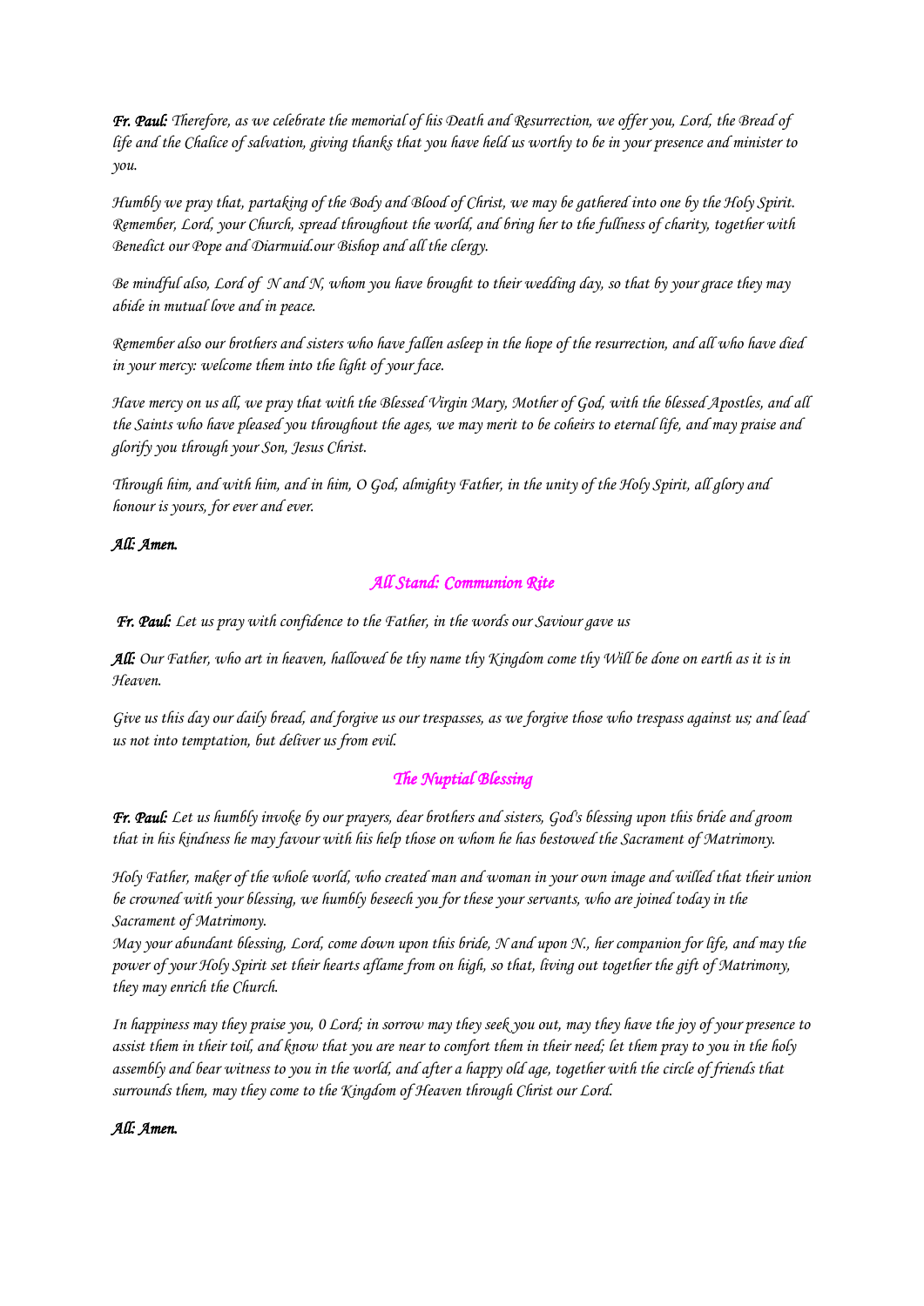***Fr. Paul:*** *Therefore, as we celebrate the memorial of his Death and Resurrection, we offer you, Lord, the Bread of life and the Chalice of salvation, giving thanks that you have held us worthy to be in your presence and minister to you.*

*Humbly we pray that, partaking of the Body and Blood of Christ, we may be gathered into one by the Holy Spirit. Remember, Lord, your Church, spread throughout the world, and bring her to the fullness of charity, together with Benedict our Pope and Diarmuid.our Bishop and all the clergy.*

*Be mindful also, Lord of N and N, whom you have brought to their wedding day, so that by your grace they may abide in mutual love and in peace.*

*Remember also our brothers and sisters who have fallen asleep in the hope of the resurrection, and all who have died in your mercy: welcome them into the light of your face.*

*Have mercy on us all, we pray that with the Blessed Virgin Mary, Mother of God, with the blessed Apostles, and all the Saints who have pleased you throughout the ages, we may merit to be coheirs to eternal life, and may praise and glorify you through your Son, Jesus Christ.*

*Through him, and with him, and in him, O God, almighty Father, in the unity of the Holy Spirit, all glory and honour is yours, for ever and ever.*

***All: Amen.***

## *All Stand: Communion Rite*

***Fr. Paul:*** *Let us pray with confidence to the Father, in the words our Saviour gave us*

***All:*** *Our Father, who art in heaven, hallowed be thy name thy Kingdom come thy Will be done on earth as it is in Heaven.*

*Give us this day our daily bread, and forgive us our trespasses, as we forgive those who trespass against us; and lead us not into temptation, but deliver us from evil.*

## *The Nuptial Blessing*

***Fr. Paul:*** *Let us humbly invoke by our prayers, dear brothers and sisters, God's blessing upon this bride and groom that in his kindness he may favour with his help those on whom he has bestowed the Sacrament of Matrimony.*

*Holy Father, maker of the whole world, who created man and woman in your own image and willed that their union be crowned with your blessing, we humbly beseech you for these your servants, who are joined today in the Sacrament of Matrimony.*
*May your abundant blessing, Lord, come down upon this bride, N and upon N., her companion for life, and may the power of your Holy Spirit set their hearts aflame from on high, so that, living out together the gift of Matrimony, they may enrich the Church.*

*In happiness may they praise you, 0 Lord; in sorrow may they seek you out, may they have the joy of your presence to assist them in their toil, and know that you are near to comfort them in their need; let them pray to you in the holy assembly and bear witness to you in the world, and after a happy old age, together with the circle of friends that surrounds them, may they come to the Kingdom of Heaven through Christ our Lord.*

***All: Amen.***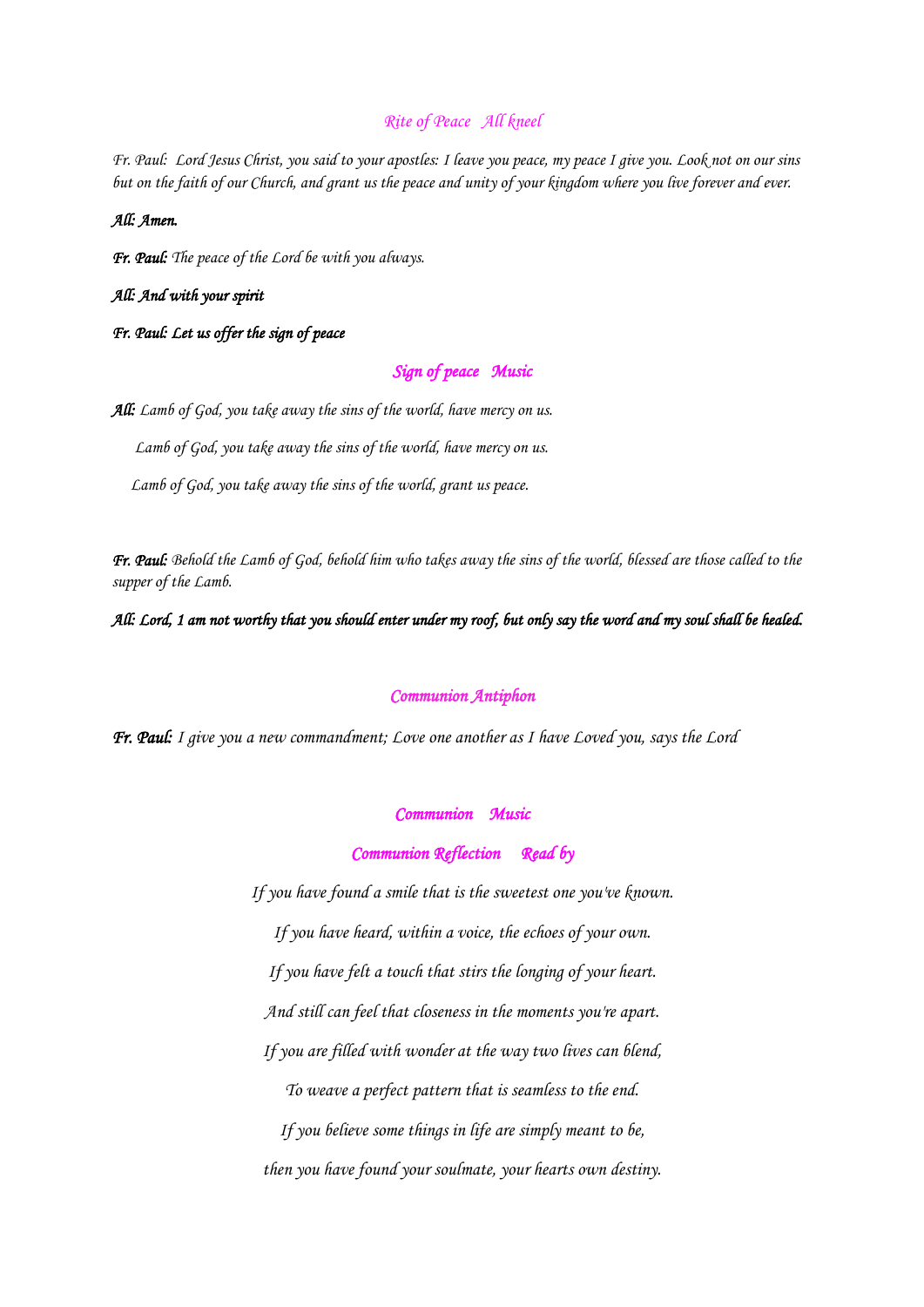## *Rite of Peace All kneel*

*Fr. Paul: Lord Jesus Christ, you said to your apostles: I leave you peace, my peace I give you. Look not on our sins but on the faith of our Church, and grant us the peace and unity of your kingdom where you live forever and ever.*

***All: Amen.***

***Fr. Paul:*** *The peace of the Lord be with you always.*

***All: And with your spirit***

***Fr. Paul: Let us offer the sign of peace***

## ***Sign of peace Music***

***All:*** *Lamb of God, you take away the sins of the world, have mercy on us.*

*Lamb of God, you take away the sins of the world, have mercy on us.*

*Lamb of God, you take away the sins of the world, grant us peace.*

***Fr. Paul:*** *Behold the Lamb of God, behold him who takes away the sins of the world, blessed are those called to the supper of the Lamb.*

***All: Lord, I am not worthy that you should enter under my roof, but only say the word and my soul shall be healed.***

## ***Communion Antiphon***

***Fr. Paul:*** *I give you a new commandment; Love one another as I have Loved you, says the Lord*

## ***Communion Music***

## ***Communion Reflection Read by***

*If you have found a smile that is the sweetest one you've known.*

*If you have heard, within a voice, the echoes of your own.*

*If you have felt a touch that stirs the longing of your heart.*

*And still can feel that closeness in the moments you're apart.*

*If you are filled with wonder at the way two lives can blend,*

*To weave a perfect pattern that is seamless to the end.*

*If you believe some things in life are simply meant to be,*

*then you have found your soulmate, your hearts own destiny.*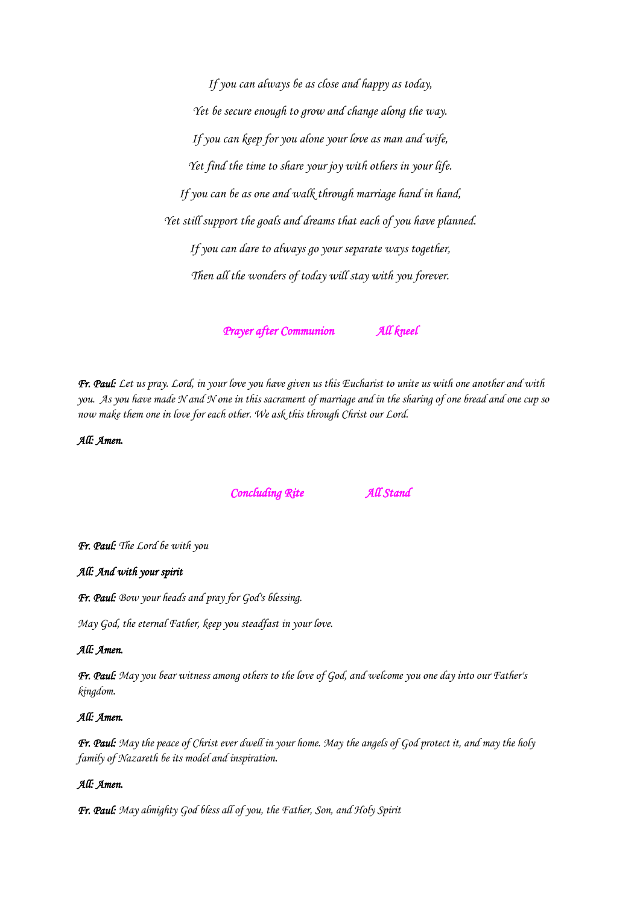*If you can always be as close and happy as today,*

*Yet be secure enough to grow and change along the way.*

*If you can keep for you alone your love as man and wife,*

*Yet find the time to share your joy with others in your life.*

*If you can be as one and walk through marriage hand in hand,*

*Yet still support the goals and dreams that each of you have planned.*

*If you can dare to always go your separate ways together,*

*Then all the wonders of today will stay with you forever.*

## *Prayer after Communion — All kneel*

***Fr. Paul:*** *Let us pray. Lord, in your love you have given us this Eucharist to unite us with one another and with you. As you have made N and N one in this sacrament of marriage and in the sharing of one bread and one cup so now make them one in love for each other. We ask this through Christ our Lord.*

***All: Amen.***

## *Concluding Rite — All Stand*

***Fr. Paul:*** *The Lord be with you*

***All: And with your spirit***

***Fr. Paul:*** *Bow your heads and pray for God's blessing.*

*May God, the eternal Father, keep you steadfast in your love.*

***All: Amen.***

***Fr. Paul:*** *May you bear witness among others to the love of God, and welcome you one day into our Father's kingdom.*

***All: Amen.***

***Fr. Paul:*** *May the peace of Christ ever dwell in your home. May the angels of God protect it, and may the holy family of Nazareth be its model and inspiration.*

***All: Amen.***

***Fr. Paul:*** *May almighty God bless all of you, the Father, Son, and Holy Spirit*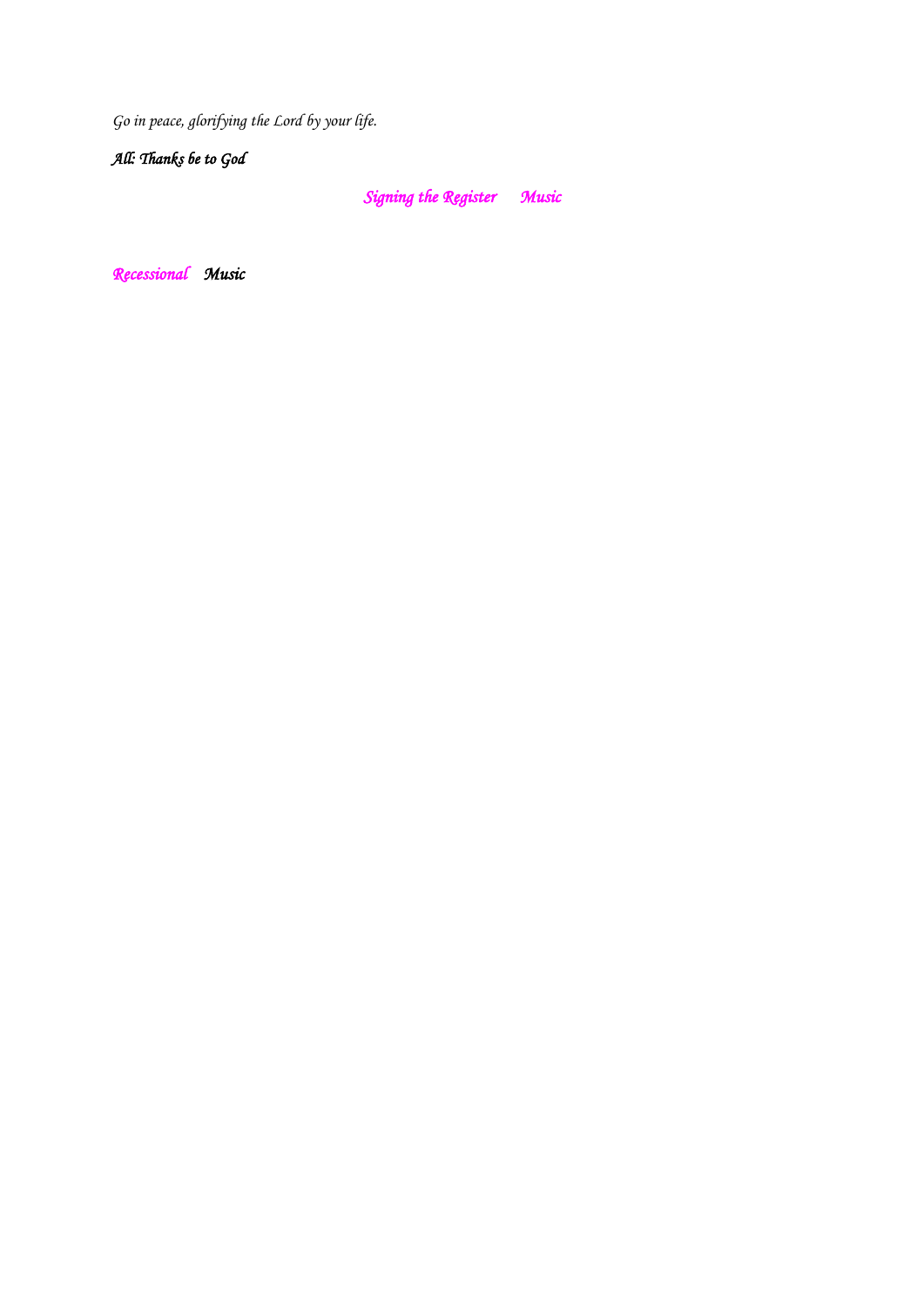*Go in peace, glorifying the Lord by your life.*

***All: Thanks be to God***

***Signing the Register    Music***

***Recessional   Music***